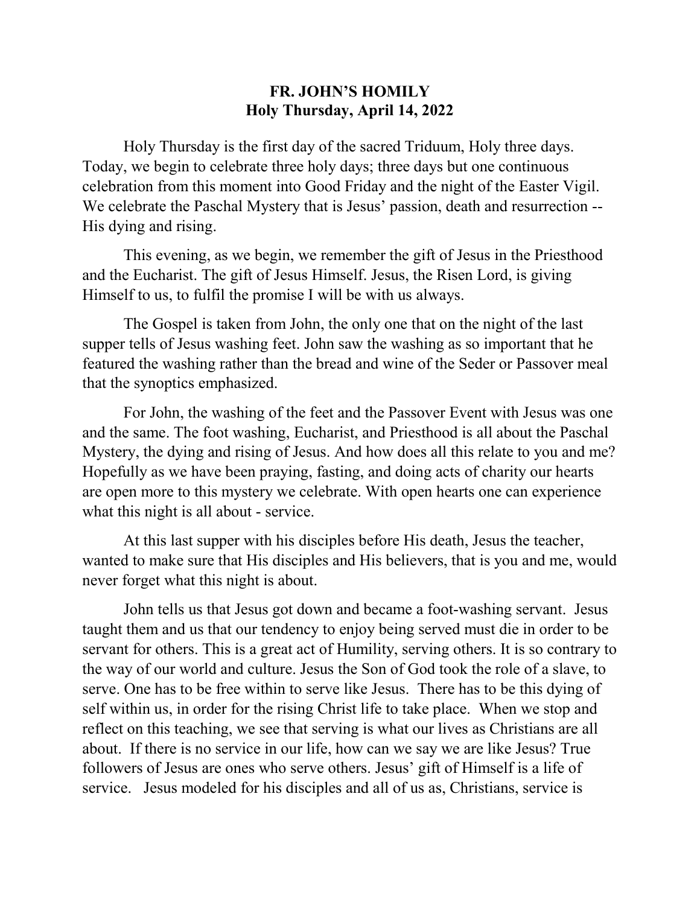# FR. JOHN'S HOMILY
## Holy Thursday, April 14, 2022

Holy Thursday is the first day of the sacred Triduum, Holy three days. Today, we begin to celebrate three holy days; three days but one continuous celebration from this moment into Good Friday and the night of the Easter Vigil. We celebrate the Paschal Mystery that is Jesus' passion, death and resurrection -- His dying and rising.

This evening, as we begin, we remember the gift of Jesus in the Priesthood and the Eucharist. The gift of Jesus Himself. Jesus, the Risen Lord, is giving Himself to us, to fulfil the promise I will be with us always.

The Gospel is taken from John, the only one that on the night of the last supper tells of Jesus washing feet. John saw the washing as so important that he featured the washing rather than the bread and wine of the Seder or Passover meal that the synoptics emphasized.

For John, the washing of the feet and the Passover Event with Jesus was one and the same. The foot washing, Eucharist, and Priesthood is all about the Paschal Mystery, the dying and rising of Jesus. And how does all this relate to you and me? Hopefully as we have been praying, fasting, and doing acts of charity our hearts are open more to this mystery we celebrate. With open hearts one can experience what this night is all about - service.

At this last supper with his disciples before His death, Jesus the teacher, wanted to make sure that His disciples and His believers, that is you and me, would never forget what this night is about.

John tells us that Jesus got down and became a foot-washing servant. Jesus taught them and us that our tendency to enjoy being served must die in order to be servant for others. This is a great act of Humility, serving others. It is so contrary to the way of our world and culture. Jesus the Son of God took the role of a slave, to serve. One has to be free within to serve like Jesus. There has to be this dying of self within us, in order for the rising Christ life to take place. When we stop and reflect on this teaching, we see that serving is what our lives as Christians are all about. If there is no service in our life, how can we say we are like Jesus? True followers of Jesus are ones who serve others. Jesus' gift of Himself is a life of service. Jesus modeled for his disciples and all of us as, Christians, service is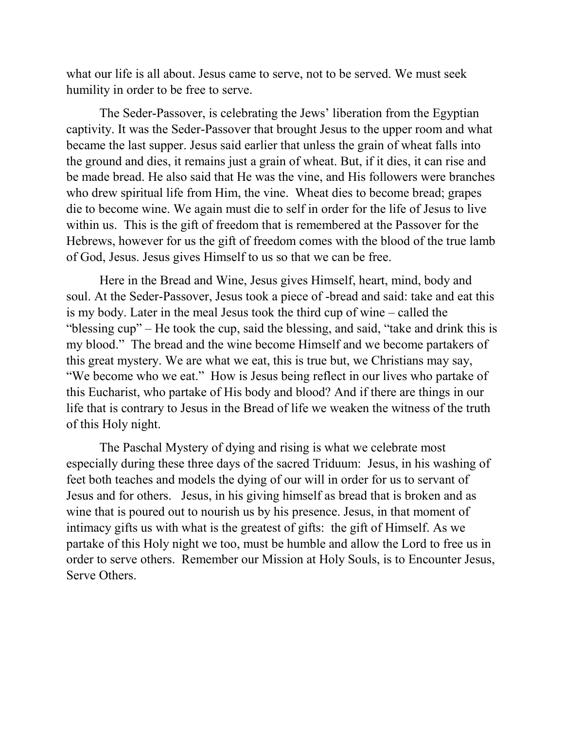what our life is all about. Jesus came to serve, not to be served. We must seek humility in order to be free to serve.

The Seder-Passover, is celebrating the Jews' liberation from the Egyptian captivity. It was the Seder-Passover that brought Jesus to the upper room and what became the last supper. Jesus said earlier that unless the grain of wheat falls into the ground and dies, it remains just a grain of wheat. But, if it dies, it can rise and be made bread. He also said that He was the vine, and His followers were branches who drew spiritual life from Him, the vine. Wheat dies to become bread; grapes die to become wine. We again must die to self in order for the life of Jesus to live within us. This is the gift of freedom that is remembered at the Passover for the Hebrews, however for us the gift of freedom comes with the blood of the true lamb of God, Jesus. Jesus gives Himself to us so that we can be free.

Here in the Bread and Wine, Jesus gives Himself, heart, mind, body and soul. At the Seder-Passover, Jesus took a piece of -bread and said: take and eat this is my body. Later in the meal Jesus took the third cup of wine – called the "blessing cup" – He took the cup, said the blessing, and said, "take and drink this is my blood." The bread and the wine become Himself and we become partakers of this great mystery. We are what we eat, this is true but, we Christians may say, "We become who we eat." How is Jesus being reflect in our lives who partake of this Eucharist, who partake of His body and blood? And if there are things in our life that is contrary to Jesus in the Bread of life we weaken the witness of the truth of this Holy night.

The Paschal Mystery of dying and rising is what we celebrate most especially during these three days of the sacred Triduum: Jesus, in his washing of feet both teaches and models the dying of our will in order for us to servant of Jesus and for others. Jesus, in his giving himself as bread that is broken and as wine that is poured out to nourish us by his presence. Jesus, in that moment of intimacy gifts us with what is the greatest of gifts: the gift of Himself. As we partake of this Holy night we too, must be humble and allow the Lord to free us in order to serve others. Remember our Mission at Holy Souls, is to Encounter Jesus, Serve Others.